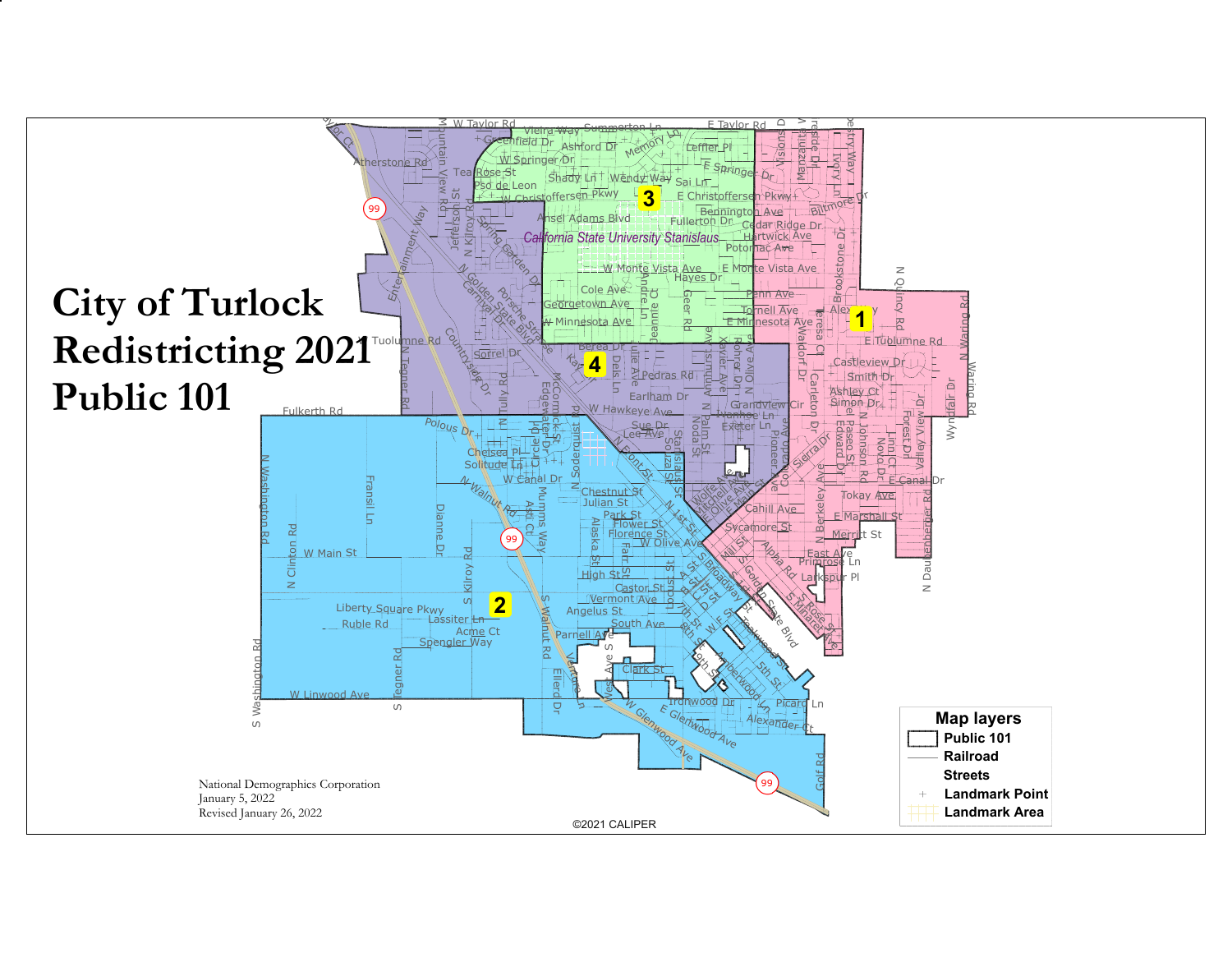# City of Turlock Redistricting 2021 Public 101

**Map layers**

- Public 101
- Railroad
- Streets
- Landmark Point
- Landmark Area

National Demographics Corporation
January 5, 2022
Revised January 26, 2022

©2021 CALIPER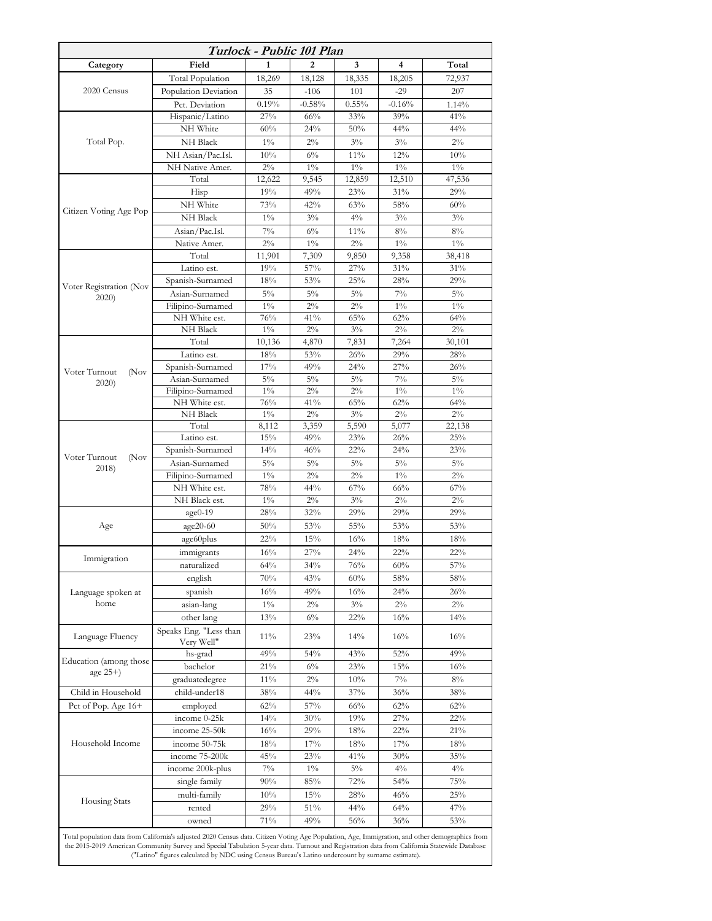| Turlock - Public 101 Plan | | | | | | |
|---|---|---|---|---|---|---|
| **Category** | **Field** | **1** | **2** | **3** | **4** | **Total** |
| 2020 Census | Total Population | 18,269 | 18,128 | 18,335 | 18,205 | 72,937 |
| | Population Deviation | 35 | -106 | 101 | -29 | 207 |
| | Pct. Deviation | 0.19% | -0.58% | 0.55% | -0.16% | 1.14% |
| Total Pop. | Hispanic/Latino | 27% | 66% | 33% | 39% | 41% |
| | NH White | 60% | 24% | 50% | 44% | 44% |
| | NH Black | 1% | 2% | 3% | 3% | 2% |
| | NH Asian/Pac.Isl. | 10% | 6% | 11% | 12% | 10% |
| | NH Native Amer. | 2% | 1% | 1% | 1% | 1% |
| Citizen Voting Age Pop | Total | 12,622 | 9,545 | 12,859 | 12,510 | 47,536 |
| | Hisp | 19% | 49% | 23% | 31% | 29% |
| | NH White | 73% | 42% | 63% | 58% | 60% |
| | NH Black | 1% | 3% | 4% | 3% | 3% |
| | Asian/Pac.Isl. | 7% | 6% | 11% | 8% | 8% |
| | Native Amer. | 2% | 1% | 2% | 1% | 1% |
| Voter Registration (Nov 2020) | Total | 11,901 | 7,309 | 9,850 | 9,358 | 38,418 |
| | Latino est. | 19% | 57% | 27% | 31% | 31% |
| | Spanish-Surnamed | 18% | 53% | 25% | 28% | 29% |
| | Asian-Surnamed | 5% | 5% | 5% | 7% | 5% |
| | Filipino-Surnamed | 1% | 2% | 2% | 1% | 1% |
| | NH White est. | 76% | 41% | 65% | 62% | 64% |
| | NH Black | 1% | 2% | 3% | 2% | 2% |
| Voter Turnout (Nov 2020) | Total | 10,136 | 4,870 | 7,831 | 7,264 | 30,101 |
| | Latino est. | 18% | 53% | 26% | 29% | 28% |
| | Spanish-Surnamed | 17% | 49% | 24% | 27% | 26% |
| | Asian-Surnamed | 5% | 5% | 5% | 7% | 5% |
| | Filipino-Surnamed | 1% | 2% | 2% | 1% | 1% |
| | NH White est. | 76% | 41% | 65% | 62% | 64% |
| | NH Black | 1% | 2% | 3% | 2% | 2% |
| Voter Turnout (Nov 2018) | Total | 8,112 | 3,359 | 5,590 | 5,077 | 22,138 |
| | Latino est. | 15% | 49% | 23% | 26% | 25% |
| | Spanish-Surnamed | 14% | 46% | 22% | 24% | 23% |
| | Asian-Surnamed | 5% | 5% | 5% | 5% | 5% |
| | Filipino-Surnamed | 1% | 2% | 2% | 1% | 2% |
| | NH White est. | 78% | 44% | 67% | 66% | 67% |
| | NH Black est. | 1% | 2% | 3% | 2% | 2% |
| Age | age0-19 | 28% | 32% | 29% | 29% | 29% |
| | age20-60 | 50% | 53% | 55% | 53% | 53% |
| | age60plus | 22% | 15% | 16% | 18% | 18% |
| Immigration | immigrants | 16% | 27% | 24% | 22% | 22% |
| | naturalized | 64% | 34% | 76% | 60% | 57% |
| Language spoken at home | english | 70% | 43% | 60% | 58% | 58% |
| | spanish | 16% | 49% | 16% | 24% | 26% |
| | asian-lang | 1% | 2% | 3% | 2% | 2% |
| | other lang | 13% | 6% | 22% | 16% | 14% |
| Language Fluency | Speaks Eng. "Less than Very Well" | 11% | 23% | 14% | 16% | 16% |
| Education (among those age 25+) | hs-grad | 49% | 54% | 43% | 52% | 49% |
| | bachelor | 21% | 6% | 23% | 15% | 16% |
| | graduatedegree | 11% | 2% | 10% | 7% | 8% |
| Child in Household | child-under18 | 38% | 44% | 37% | 36% | 38% |
| Pct of Pop. Age 16+ | employed | 62% | 57% | 66% | 62% | 62% |
| Household Income | income 0-25k | 14% | 30% | 19% | 27% | 22% |
| | income 25-50k | 16% | 29% | 18% | 22% | 21% |
| | income 50-75k | 18% | 17% | 18% | 17% | 18% |
| | income 75-200k | 45% | 23% | 41% | 30% | 35% |
| | income 200k-plus | 7% | 1% | 5% | 4% | 4% |
| Housing Stats | single family | 90% | 85% | 72% | 54% | 75% |
| | multi-family | 10% | 15% | 28% | 46% | 25% |
| | rented | 29% | 51% | 44% | 64% | 47% |
| | owned | 71% | 49% | 56% | 36% | 53% |

Total population data from California's adjusted 2020 Census data. Citizen Voting Age Population, Age, Immigration, and other demographics from the 2015-2019 American Community Survey and Special Tabulation 5-year data. Turnout and Registration data from California Statewide Database ("Latino" figures calculated by NDC using Census Bureau's Latino undercount by surname estimate).